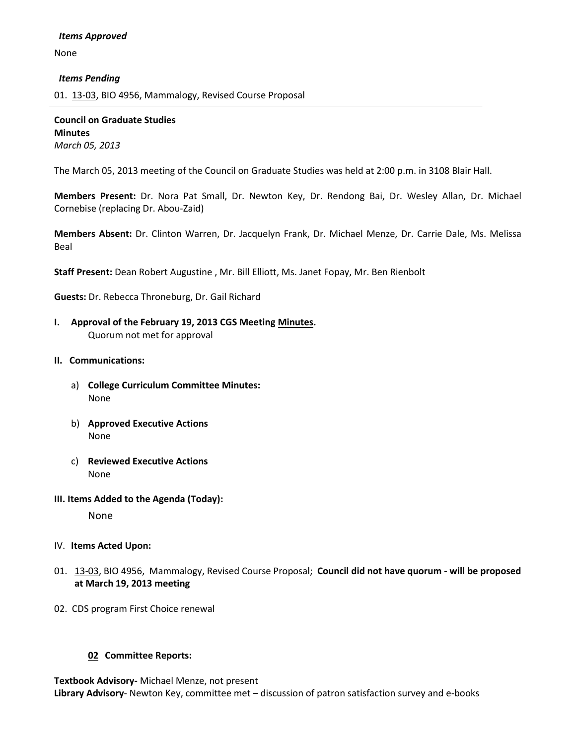***Items Approved***

None

***Items Pending***

01. 13-03, BIO 4956, Mammalogy, Revised Course Proposal

---

**Council on Graduate Studies**
**Minutes**
*March 05, 2013*

The March 05, 2013 meeting of the Council on Graduate Studies was held at 2:00 p.m. in 3108 Blair Hall.

**Members Present:** Dr. Nora Pat Small, Dr. Newton Key, Dr. Rendong Bai, Dr. Wesley Allan, Dr. Michael Cornebise (replacing Dr. Abou-Zaid)

**Members Absent:** Dr. Clinton Warren, Dr. Jacquelyn Frank, Dr. Michael Menze, Dr. Carrie Dale, Ms. Melissa Beal

**Staff Present:** Dean Robert Augustine , Mr. Bill Elliott, Ms. Janet Fopay, Mr. Ben Rienbolt

**Guests:** Dr. Rebecca Throneburg, Dr. Gail Richard

**I. Approval of the February 19, 2013 CGS Meeting Minutes.**
Quorum not met for approval

**II. Communications:**

a) **College Curriculum Committee Minutes:**
None

b) **Approved Executive Actions**
None

c) **Reviewed Executive Actions**
None

**III. Items Added to the Agenda (Today):**

None

IV. **Items Acted Upon:**

01. 13-03, BIO 4956, Mammalogy, Revised Course Proposal; **Council did not have quorum - will be proposed at March 19, 2013 meeting**

02. CDS program First Choice renewal

**02 Committee Reports:**

**Textbook Advisory-** Michael Menze, not present
**Library Advisory**- Newton Key, committee met – discussion of patron satisfaction survey and e-books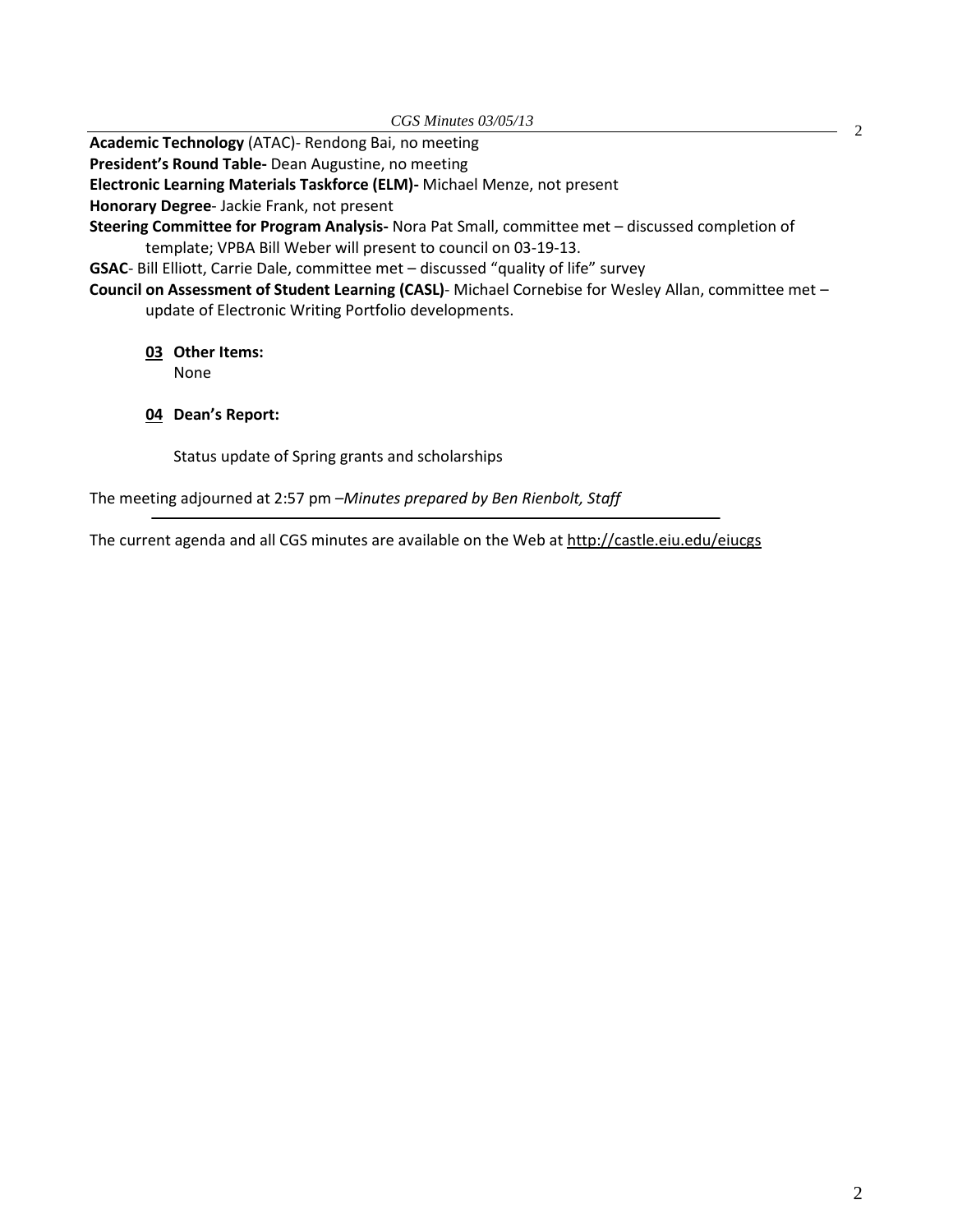**Academic Technology** (ATAC)- Rendong Bai, no meeting
**President's Round Table-** Dean Augustine, no meeting
**Electronic Learning Materials Taskforce (ELM)-** Michael Menze, not present
**Honorary Degree**- Jackie Frank, not present
**Steering Committee for Program Analysis-** Nora Pat Small, committee met – discussed completion of template; VPBA Bill Weber will present to council on 03-19-13.
**GSAC**- Bill Elliott, Carrie Dale, committee met – discussed "quality of life" survey
**Council on Assessment of Student Learning (CASL)**- Michael Cornebise for Wesley Allan, committee met – update of Electronic Writing Portfolio developments.

**03 Other Items:**
None

**04 Dean's Report:**

Status update of Spring grants and scholarships

The meeting adjourned at 2:57 pm –*Minutes prepared by Ben Rienbolt, Staff*

---

The current agenda and all CGS minutes are available on the Web at http://castle.eiu.edu/eiucgs